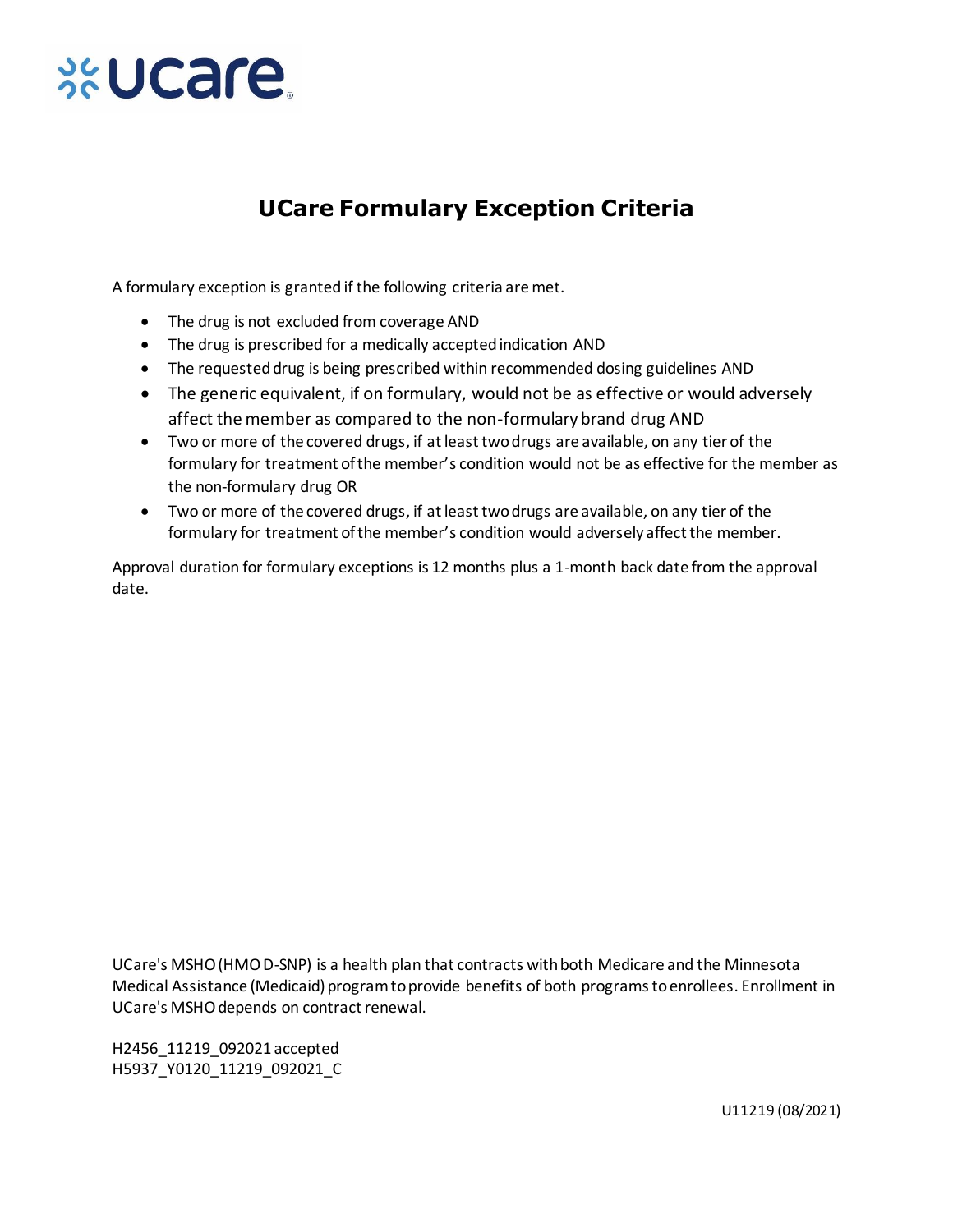ucare

# UCare Formulary Exception Criteria

A formulary exception is granted if the following criteria are met.

- The drug is not excluded from coverage AND
- The drug is prescribed for a medically accepted indication AND
- The requested drug is being prescribed within recommended dosing guidelines AND
- The generic equivalent, if on formulary, would not be as effective or would adversely affect the member as compared to the non-formulary brand drug AND
- Two or more of the covered drugs, if at least two drugs are available, on any tier of the formulary for treatment of the member's condition would not be as effective for the member as the non-formulary drug OR
- Two or more of the covered drugs, if at least two drugs are available, on any tier of the formulary for treatment of the member's condition would adversely affect the member.

Approval duration for formulary exceptions is 12 months plus a 1-month back date from the approval date.

UCare's MSHO (HMO D-SNP) is a health plan that contracts with both Medicare and the Minnesota Medical Assistance (Medicaid) program to provide benefits of both programs to enrollees. Enrollment in UCare's MSHO depends on contract renewal.

H2456_11219_092021 accepted
H5937_Y0120_11219_092021_C

U11219 (08/2021)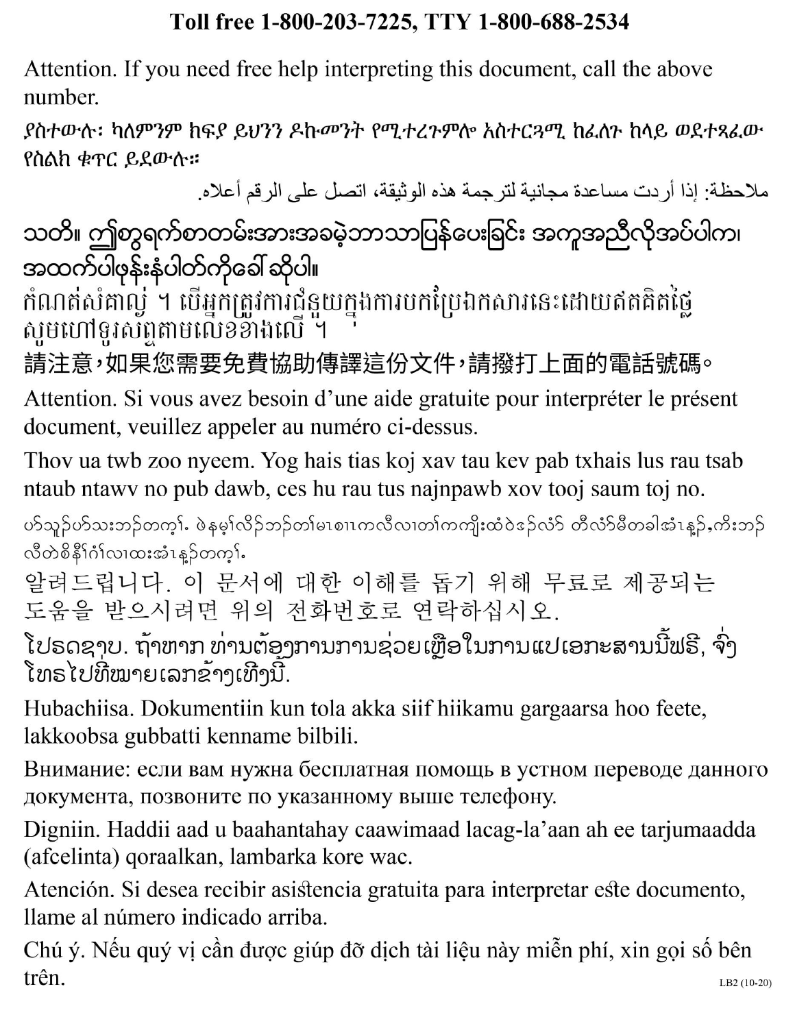**Toll free 1-800-203-7225, TTY 1-800-688-2534**

Attention. If you need free help interpreting this document, call the above number.

*ያስተውሉ፡ ካለምንም ክፍያ ይህንን ዶኩመንት የሚተረጉምሎ አስተርጓሚ ከፈለጉ ከላይ ወደተጻፈው የስልክ ቁጥር ይደውሉ።*

ملاحظة: إذا أردت مساعدة مجانية لترجمة هذه الوثيقة، اتصل على الرقم أعلاه.

သတိ။ ဤစာရွက်စာတမ်းအားအခမဲ့ဘာသာပြန်ပေးခြင်း အကူအညီလိုအပ်ပါက၊ အထက်ပါဖုန်းနံပါတ်ကိုခေါ် ဆိုပါ။

កំណត់សំគាល់ ។ បើអ្នកត្រូវការជំនួយក្នុងការបកប្រែឯកសារនេះដោយឥតគិតថ្លៃ សូមហៅទូរស័ព្ទតាមលេខខាងលើ ។

請注意，如果您需要免費協助傳譯這份文件，請撥打上面的電話號碼。

Attention. Si vous avez besoin d'une aide gratuite pour interpréter le présent document, veuillez appeler au numéro ci-dessus.

Thov ua twb zoo nyeem. Yog hais tias koj xav tau kev pab txhais lus rau tsab ntaub ntawv no pub dawb, ces hu rau tus najnpawb xov tooj saum toj no.

ပာ်သူဉ်ပာ်သးဘဉ်တက့ၢ်. ဖဲနမ့ၢ်လိဉ်ဘဉ်တၢ်မၤစၢၤကလီလၢတၢ်ကကျိးထံဝဲဒဉ်လံာ် တီလံာ်မီတခါအံၤန္ဉာ်,ကိးဘဉ် လီတဲစိနီၢ်ဂံၢ်လၢထးအံၤန္ဉာ်တက့ၢ်.

알려드립니다. 이 문서에 대한 이해를 돕기 위해 무료로 제공되는 도움을 받으시려면 위의 전화번호로 연락하십시오.

ໂປຣດຊາບ. ຖ້າຫາກ ທ່ານຕ້ອງການການຊ່ວຍເຫຼືອໃນການແປເອກະສານນີ້ຟຣີ, ຈົ່ງໂທຣໄປທີ່ໝາຍເລກຂ້າງເທິງນີ້.

Hubachiisa. Dokumentiin kun tola akka siif hiikamu gargaarsa hoo feete, lakkoobsa gubbatti kenname bilbili.

Внимание: если вам нужна бесплатная помощь в устном переводе данного документа, позвоните по указанному выше телефону.

Digniin. Haddii aad u baahantahay caawimaad lacag-la'aan ah ee tarjumaadda (afcelinta) qoraalkan, lambarka kore wac.

Atención. Si desea recibir asistencia gratuita para interpretar este documento, llame al número indicado arriba.

Chú ý. Nếu quý vị cần được giúp đỡ dịch tài liệu này miễn phí, xin gọi số bên trên.

LB2 (10-20)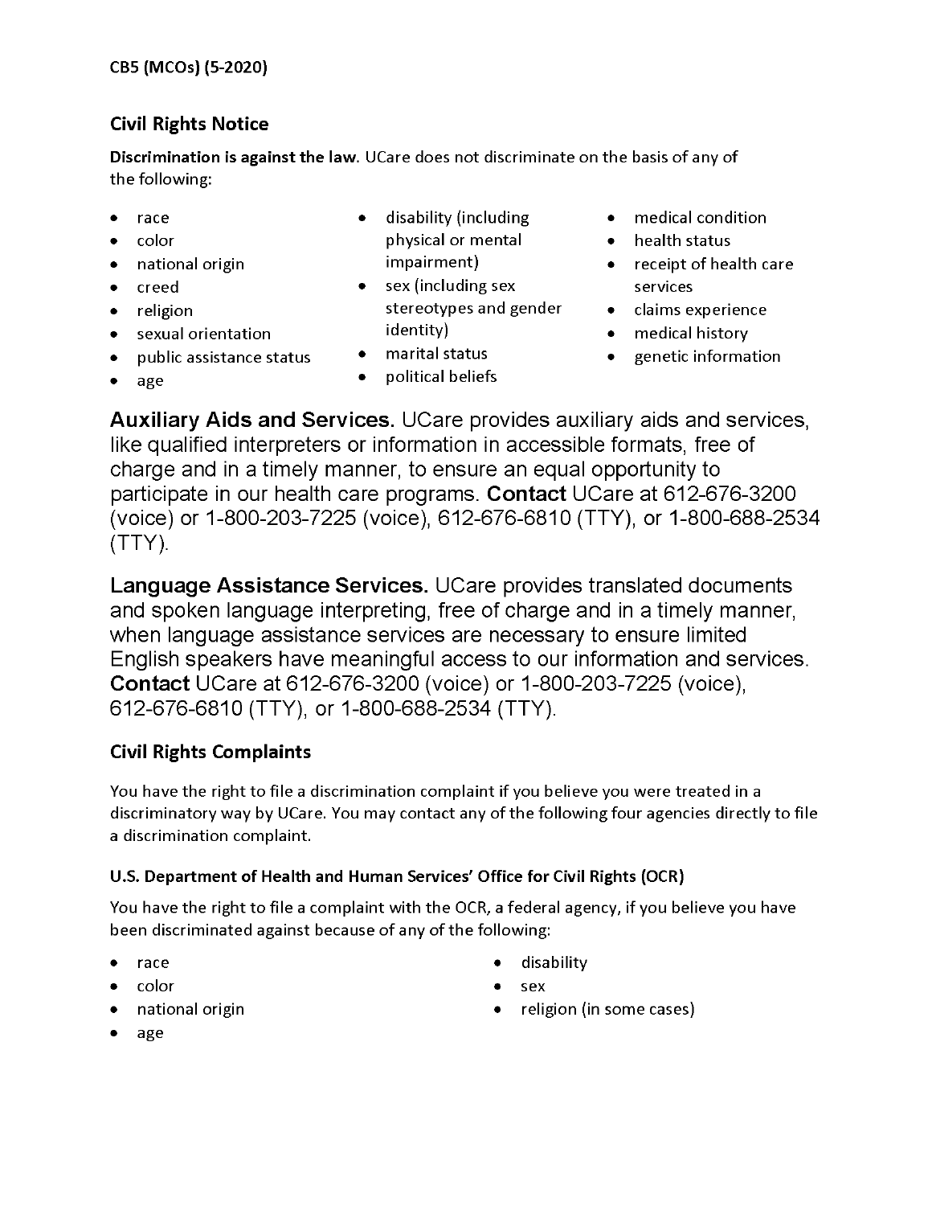CB5 (MCOs) (5-2020)

## Civil Rights Notice

**Discrimination is against the law**. UCare does not discriminate on the basis of any of the following:

- race
- color
- national origin
- creed
- religion
- sexual orientation
- public assistance status
- age
- disability (including physical or mental impairment)
- sex (including sex stereotypes and gender identity)
- marital status
- political beliefs
- medical condition
- health status
- receipt of health care services
- claims experience
- medical history
- genetic information

**Auxiliary Aids and Services.** UCare provides auxiliary aids and services, like qualified interpreters or information in accessible formats, free of charge and in a timely manner, to ensure an equal opportunity to participate in our health care programs. **Contact** UCare at 612-676-3200 (voice) or 1-800-203-7225 (voice), 612-676-6810 (TTY), or 1-800-688-2534 (TTY).

**Language Assistance Services.** UCare provides translated documents and spoken language interpreting, free of charge and in a timely manner, when language assistance services are necessary to ensure limited English speakers have meaningful access to our information and services. **Contact** UCare at 612-676-3200 (voice) or 1-800-203-7225 (voice), 612-676-6810 (TTY), or 1-800-688-2534 (TTY).

## Civil Rights Complaints

You have the right to file a discrimination complaint if you believe you were treated in a discriminatory way by UCare. You may contact any of the following four agencies directly to file a discrimination complaint.

### U.S. Department of Health and Human Services' Office for Civil Rights (OCR)

You have the right to file a complaint with the OCR, a federal agency, if you believe you have been discriminated against because of any of the following:

- race
- color
- national origin
- age
- disability
- sex
- religion (in some cases)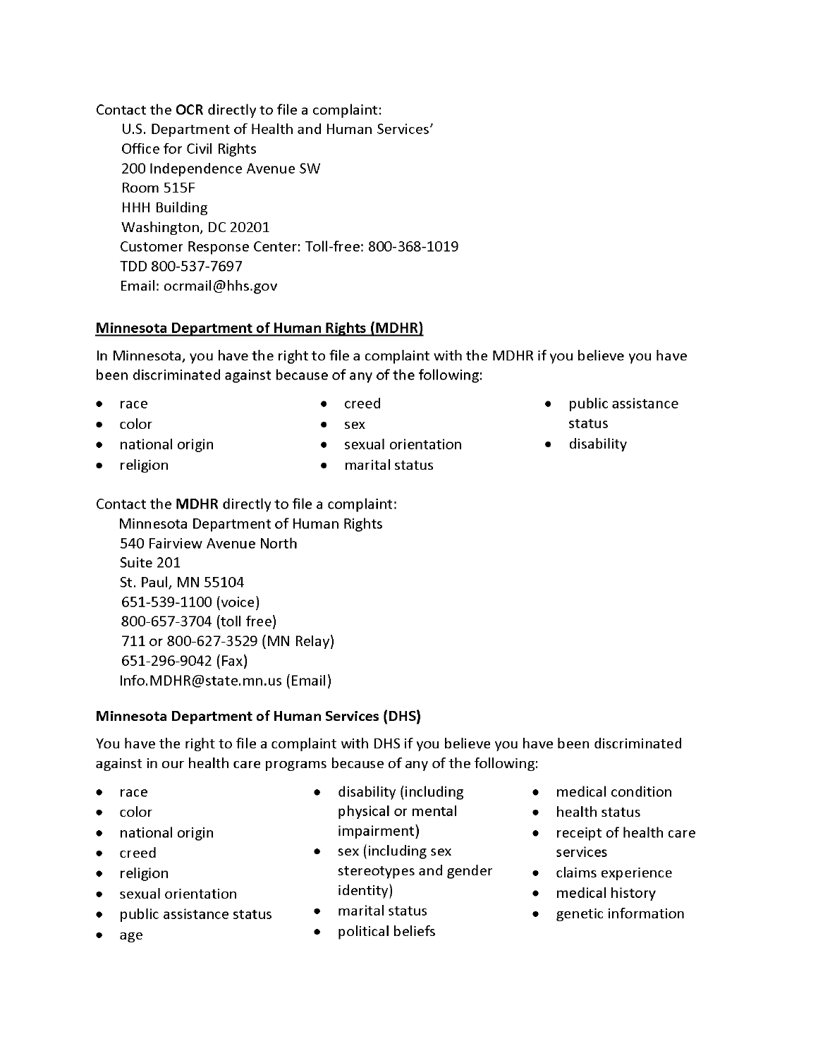Contact the **OCR** directly to file a complaint:

U.S. Department of Health and Human Services'
Office for Civil Rights
200 Independence Avenue SW
Room 515F
HHH Building
Washington, DC 20201
Customer Response Center: Toll-free: 800-368-1019
TDD 800-537-7697
Email: ocrmail@hhs.gov

**Minnesota Department of Human Rights (MDHR)**

In Minnesota, you have the right to file a complaint with the MDHR if you believe you have been discriminated against because of any of the following:

- race
- color
- national origin
- religion
- creed
- sex
- sexual orientation
- marital status
- public assistance status
- disability

Contact the **MDHR** directly to file a complaint:

Minnesota Department of Human Rights
540 Fairview Avenue North
Suite 201
St. Paul, MN 55104
651-539-1100 (voice)
800-657-3704 (toll free)
711 or 800-627-3529 (MN Relay)
651-296-9042 (Fax)
Info.MDHR@state.mn.us (Email)

**Minnesota Department of Human Services (DHS)**

You have the right to file a complaint with DHS if you believe you have been discriminated against in our health care programs because of any of the following:

- race
- color
- national origin
- creed
- religion
- sexual orientation
- public assistance status
- age
- disability (including physical or mental impairment)
- sex (including sex stereotypes and gender identity)
- marital status
- political beliefs
- medical condition
- health status
- receipt of health care services
- claims experience
- medical history
- genetic information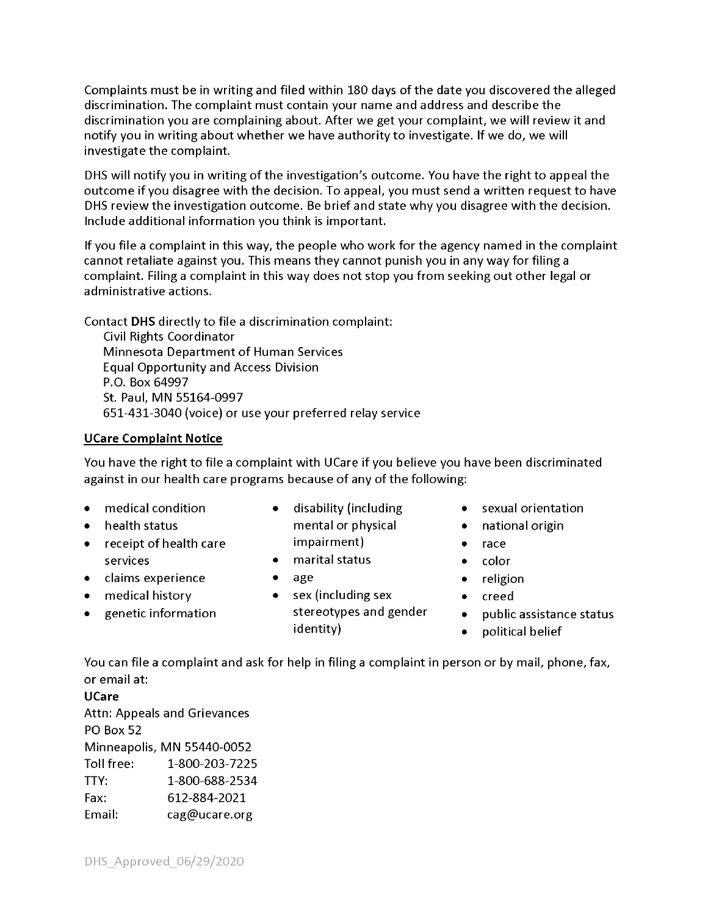Complaints must be in writing and filed within 180 days of the date you discovered the alleged discrimination. The complaint must contain your name and address and describe the discrimination you are complaining about. After we get your complaint, we will review it and notify you in writing about whether we have authority to investigate. If we do, we will investigate the complaint.

DHS will notify you in writing of the investigation's outcome. You have the right to appeal the outcome if you disagree with the decision. To appeal, you must send a written request to have DHS review the investigation outcome. Be brief and state why you disagree with the decision. Include additional information you think is important.

If you file a complaint in this way, the people who work for the agency named in the complaint cannot retaliate against you. This means they cannot punish you in any way for filing a complaint. Filing a complaint in this way does not stop you from seeking out other legal or administrative actions.

Contact **DHS** directly to file a discrimination complaint:

Civil Rights Coordinator
Minnesota Department of Human Services
Equal Opportunity and Access Division
P.O. Box 64997
St. Paul, MN 55164-0997
651-431-3040 (voice) or use your preferred relay service

**UCare Complaint Notice**

You have the right to file a complaint with UCare if you believe you have been discriminated against in our health care programs because of any of the following:

- medical condition
- health status
- receipt of health care services
- claims experience
- medical history
- genetic information
- disability (including mental or physical impairment)
- marital status
- age
- sex (including sex stereotypes and gender identity)
- sexual orientation
- national origin
- race
- color
- religion
- creed
- public assistance status
- political belief

You can file a complaint and ask for help in filing a complaint in person or by mail, phone, fax, or email at:

**UCare**
Attn: Appeals and Grievances
PO Box 52
Minneapolis, MN 55440-0052
Toll free: 1-800-203-7225
TTY: 1-800-688-2534
Fax: 612-884-2021
Email: cag@ucare.org

DHS_Approved_06/29/2020